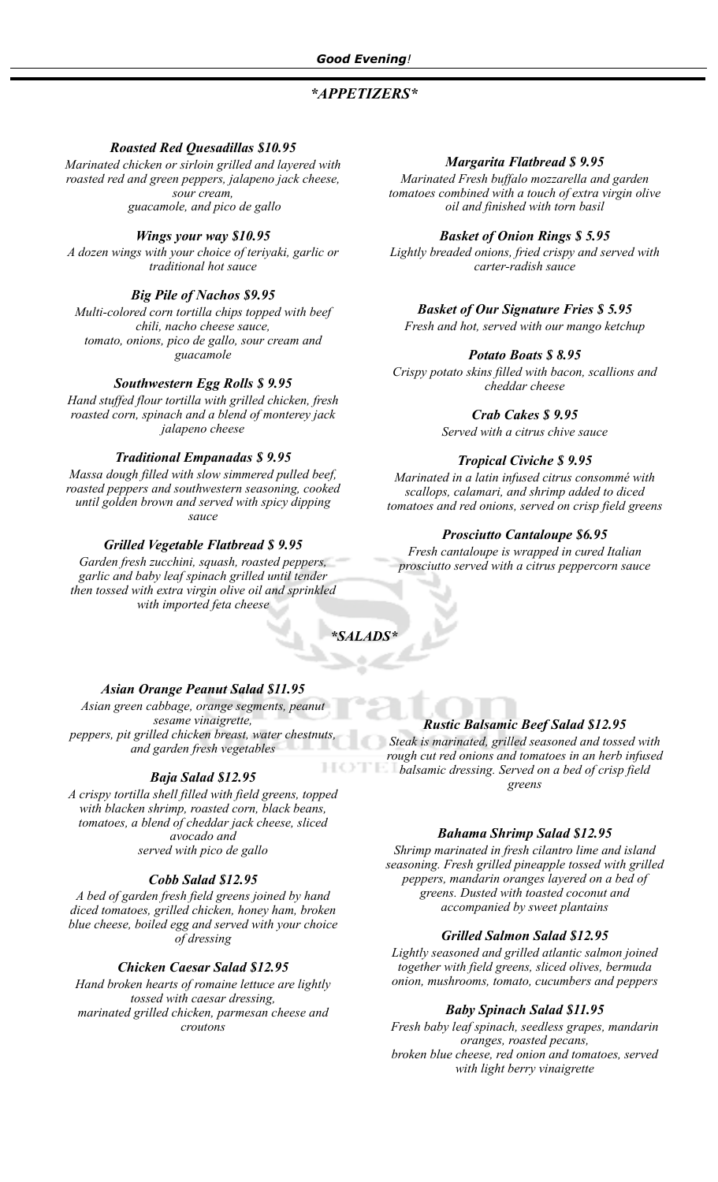***Good Evening!***

## *\*APPETIZERS\**

***Roasted Red Quesadillas $10.95***
*Marinated chicken or sirloin grilled and layered with roasted red and green peppers, jalapeno jack cheese, sour cream, guacamole, and pico de gallo*

***Wings your way $10.95***
*A dozen wings with your choice of teriyaki, garlic or traditional hot sauce*

***Big Pile of Nachos $9.95***
*Multi-colored corn tortilla chips topped with beef chili, nacho cheese sauce, tomato, onions, pico de gallo, sour cream and guacamole*

***Southwestern Egg Rolls $ 9.95***
*Hand stuffed flour tortilla with grilled chicken, fresh roasted corn, spinach and a blend of monterey jack jalapeno cheese*

***Traditional Empanadas $ 9.95***
*Massa dough filled with slow simmered pulled beef, roasted peppers and southwestern seasoning, cooked until golden brown and served with spicy dipping sauce*

***Grilled Vegetable Flatbread $ 9.95***
*Garden fresh zucchini, squash, roasted peppers, garlic and baby leaf spinach grilled until tender then tossed with extra virgin olive oil and sprinkled with imported feta cheese*

***Margarita Flatbread $ 9.95***
*Marinated Fresh buffalo mozzarella and garden tomatoes combined with a touch of extra virgin olive oil and finished with torn basil*

***Basket of Onion Rings $ 5.95***
*Lightly breaded onions, fried crispy and served with carter-radish sauce*

***Basket of Our Signature Fries $ 5.95***
*Fresh and hot, served with our mango ketchup*

***Potato Boats $ 8.95***
*Crispy potato skins filled with bacon, scallions and cheddar cheese*

***Crab Cakes $ 9.95***
*Served with a citrus chive sauce*

***Tropical Civiche $ 9.95***
*Marinated in a latin infused citrus consommé with scallops, calamari, and shrimp added to diced tomatoes and red onions, served on crisp field greens*

***Prosciutto Cantaloupe $6.95***
*Fresh cantaloupe is wrapped in cured Italian prosciutto served with a citrus peppercorn sauce*

## *\*SALADS\**

***Asian Orange Peanut Salad $11.95***
*Asian green cabbage, orange segments, peanut sesame vinaigrette, peppers, pit grilled chicken breast, water chestnuts, and garden fresh vegetables*

***Baja Salad $12.95***
*A crispy tortilla shell filled with field greens, topped with blacken shrimp, roasted corn, black beans, tomatoes, a blend of cheddar jack cheese, sliced avocado and served with pico de gallo*

***Cobb Salad $12.95***
*A bed of garden fresh field greens joined by hand diced tomatoes, grilled chicken, honey ham, broken blue cheese, boiled egg and served with your choice of dressing*

***Chicken Caesar Salad $12.95***
*Hand broken hearts of romaine lettuce are lightly tossed with caesar dressing, marinated grilled chicken, parmesan cheese and croutons*

***Rustic Balsamic Beef Salad $12.95***
*Steak is marinated, grilled seasoned and tossed with rough cut red onions and tomatoes in an herb infused balsamic dressing. Served on a bed of crisp field greens*

***Bahama Shrimp Salad $12.95***
*Shrimp marinated in fresh cilantro lime and island seasoning. Fresh grilled pineapple tossed with grilled peppers, mandarin oranges layered on a bed of greens. Dusted with toasted coconut and accompanied by sweet plantains*

***Grilled Salmon Salad $12.95***
*Lightly seasoned and grilled atlantic salmon joined together with field greens, sliced olives, bermuda onion, mushrooms, tomato, cucumbers and peppers*

***Baby Spinach Salad $11.95***
*Fresh baby leaf spinach, seedless grapes, mandarin oranges, roasted pecans, broken blue cheese, red onion and tomatoes, served with light berry vinaigrette*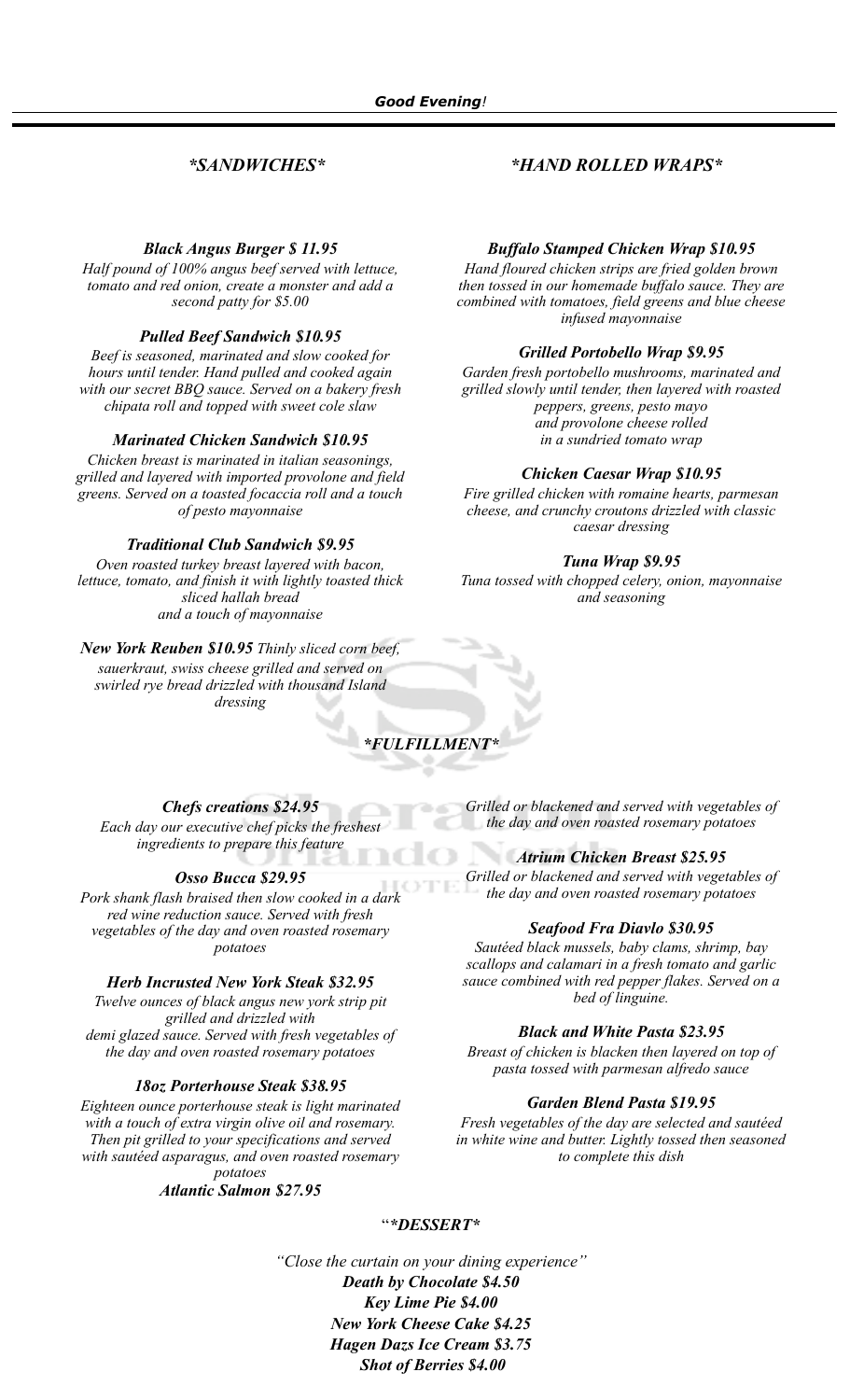***Good Evening!***

## *\*SANDWICHES\**

### ***Black Angus Burger $ 11.95***

*Half pound of 100% angus beef served with lettuce, tomato and red onion, create a monster and add a second patty for $5.00*

### ***Pulled Beef Sandwich $10.95***

*Beef is seasoned, marinated and slow cooked for hours until tender. Hand pulled and cooked again with our secret BBQ sauce. Served on a bakery fresh chipata roll and topped with sweet cole slaw*

### ***Marinated Chicken Sandwich $10.95***

*Chicken breast is marinated in italian seasonings, grilled and layered with imported provolone and field greens. Served on a toasted focaccia roll and a touch of pesto mayonnaise*

### ***Traditional Club Sandwich $9.95***

*Oven roasted turkey breast layered with bacon, lettuce, tomato, and finish it with lightly toasted thick sliced hallah bread and a touch of mayonnaise*

***New York Reuben $10.95*** *Thinly sliced corn beef, sauerkraut, swiss cheese grilled and served on swirled rye bread drizzled with thousand Island dressing*

## *\*HAND ROLLED WRAPS\**

### ***Buffalo Stamped Chicken Wrap $10.95***

*Hand floured chicken strips are fried golden brown then tossed in our homemade buffalo sauce. They are combined with tomatoes, field greens and blue cheese infused mayonnaise*

### ***Grilled Portobello Wrap $9.95***

*Garden fresh portobello mushrooms, marinated and grilled slowly until tender, then layered with roasted peppers, greens, pesto mayo and provolone cheese rolled in a sundried tomato wrap*

### ***Chicken Caesar Wrap $10.95***

*Fire grilled chicken with romaine hearts, parmesan cheese, and crunchy croutons drizzled with classic caesar dressing*

### ***Tuna Wrap $9.95***

*Tuna tossed with chopped celery, onion, mayonnaise and seasoning*

## *\*FULFILLMENT\**

### ***Chefs creations $24.95***

*Each day our executive chef picks the freshest ingredients to prepare this feature*

### ***Osso Bucca $29.95***

*Pork shank flash braised then slow cooked in a dark red wine reduction sauce. Served with fresh vegetables of the day and oven roasted rosemary potatoes*

### ***Herb Incrusted New York Steak $32.95***

*Twelve ounces of black angus new york strip pit grilled and drizzled with demi glazed sauce. Served with fresh vegetables of the day and oven roasted rosemary potatoes*

### ***18oz Porterhouse Steak $38.95***

*Eighteen ounce porterhouse steak is light marinated with a touch of extra virgin olive oil and rosemary. Then pit grilled to your specifications and served with sautéed asparagus, and oven roasted rosemary potatoes*

### ***Atlantic Salmon $27.95***

*Grilled or blackened and served with vegetables of the day and oven roasted rosemary potatoes*

### ***Atrium Chicken Breast $25.95***

*Grilled or blackened and served with vegetables of the day and oven roasted rosemary potatoes*

### ***Seafood Fra Diavlo $30.95***

*Sautéed black mussels, baby clams, shrimp, bay scallops and calamari in a fresh tomato and garlic sauce combined with red pepper flakes. Served on a bed of linguine.*

### ***Black and White Pasta $23.95***

*Breast of chicken is blacken then layered on top of pasta tossed with parmesan alfredo sauce*

### ***Garden Blend Pasta $19.95***

*Fresh vegetables of the day are selected and sautéed in white wine and butter. Lightly tossed then seasoned to complete this dish*

## "*\*DESSERT\**

*"Close the curtain on your dining experience"*

***Death by Chocolate $4.50***

***Key Lime Pie $4.00***

***New York Cheese Cake $4.25***

***Hagen Dazs Ice Cream $3.75***

***Shot of Berries $4.00***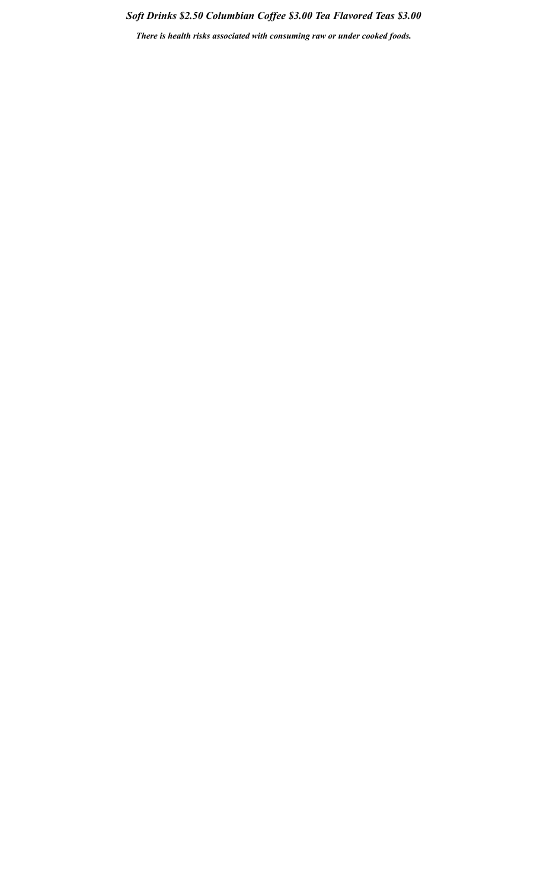***Soft Drinks $2.50 Columbian Coffee $3.00 Tea Flavored Teas $3.00***

***There is health risks associated with consuming raw or under cooked foods.***